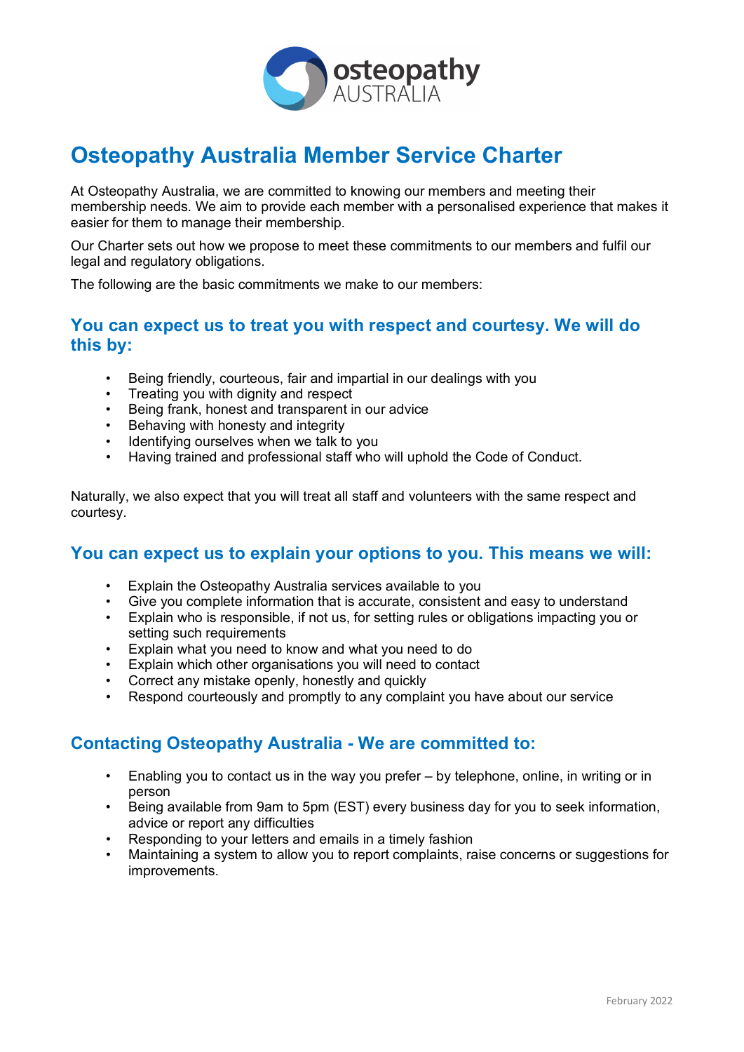# Osteopathy Australia Member Service Charter

At Osteopathy Australia, we are committed to knowing our members and meeting their membership needs. We aim to provide each member with a personalised experience that makes it easier for them to manage their membership.

Our Charter sets out how we propose to meet these commitments to our members and fulfil our legal and regulatory obligations.

The following are the basic commitments we make to our members:

## You can expect us to treat you with respect and courtesy. We will do this by:

- Being friendly, courteous, fair and impartial in our dealings with you
- Treating you with dignity and respect
- Being frank, honest and transparent in our advice
- Behaving with honesty and integrity
- Identifying ourselves when we talk to you
- Having trained and professional staff who will uphold the Code of Conduct.

Naturally, we also expect that you will treat all staff and volunteers with the same respect and courtesy.

## You can expect us to explain your options to you. This means we will:

- Explain the Osteopathy Australia services available to you
- Give you complete information that is accurate, consistent and easy to understand
- Explain who is responsible, if not us, for setting rules or obligations impacting you or setting such requirements
- Explain what you need to know and what you need to do
- Explain which other organisations you will need to contact
- Correct any mistake openly, honestly and quickly
- Respond courteously and promptly to any complaint you have about our service

## Contacting Osteopathy Australia - We are committed to:

- Enabling you to contact us in the way you prefer – by telephone, online, in writing or in person
- Being available from 9am to 5pm (EST) every business day for you to seek information, advice or report any difficulties
- Responding to your letters and emails in a timely fashion
- Maintaining a system to allow you to report complaints, raise concerns or suggestions for improvements.

February 2022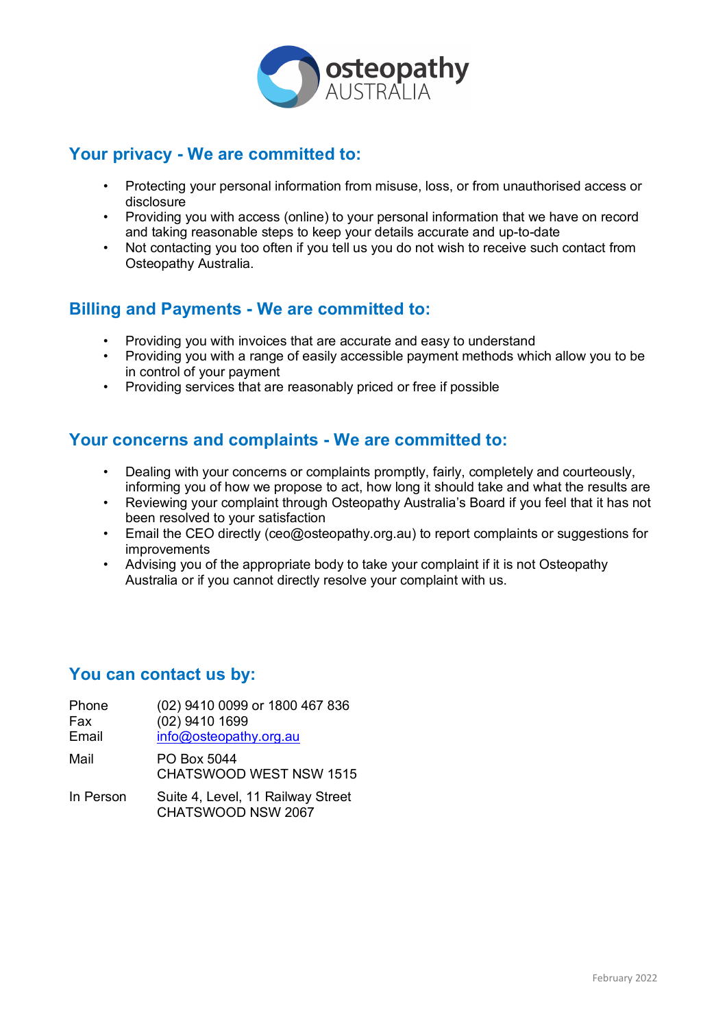## Your privacy - We are committed to:

- Protecting your personal information from misuse, loss, or from unauthorised access or disclosure
- Providing you with access (online) to your personal information that we have on record and taking reasonable steps to keep your details accurate and up-to-date
- Not contacting you too often if you tell us you do not wish to receive such contact from Osteopathy Australia.

## Billing and Payments - We are committed to:

- Providing you with invoices that are accurate and easy to understand
- Providing you with a range of easily accessible payment methods which allow you to be in control of your payment
- Providing services that are reasonably priced or free if possible

## Your concerns and complaints - We are committed to:

- Dealing with your concerns or complaints promptly, fairly, completely and courteously, informing you of how we propose to act, how long it should take and what the results are
- Reviewing your complaint through Osteopathy Australia's Board if you feel that it has not been resolved to your satisfaction
- Email the CEO directly (ceo@osteopathy.org.au) to report complaints or suggestions for improvements
- Advising you of the appropriate body to take your complaint if it is not Osteopathy Australia or if you cannot directly resolve your complaint with us.

## You can contact us by:

| | |
|---|---|
| Phone | (02) 9410 0099 or 1800 467 836 |
| Fax | (02) 9410 1699 |
| Email | info@osteopathy.org.au |
| Mail | PO Box 5044<br>CHATSWOOD WEST NSW 1515 |
| In Person | Suite 4, Level, 11 Railway Street<br>CHATSWOOD NSW 2067 |

February 2022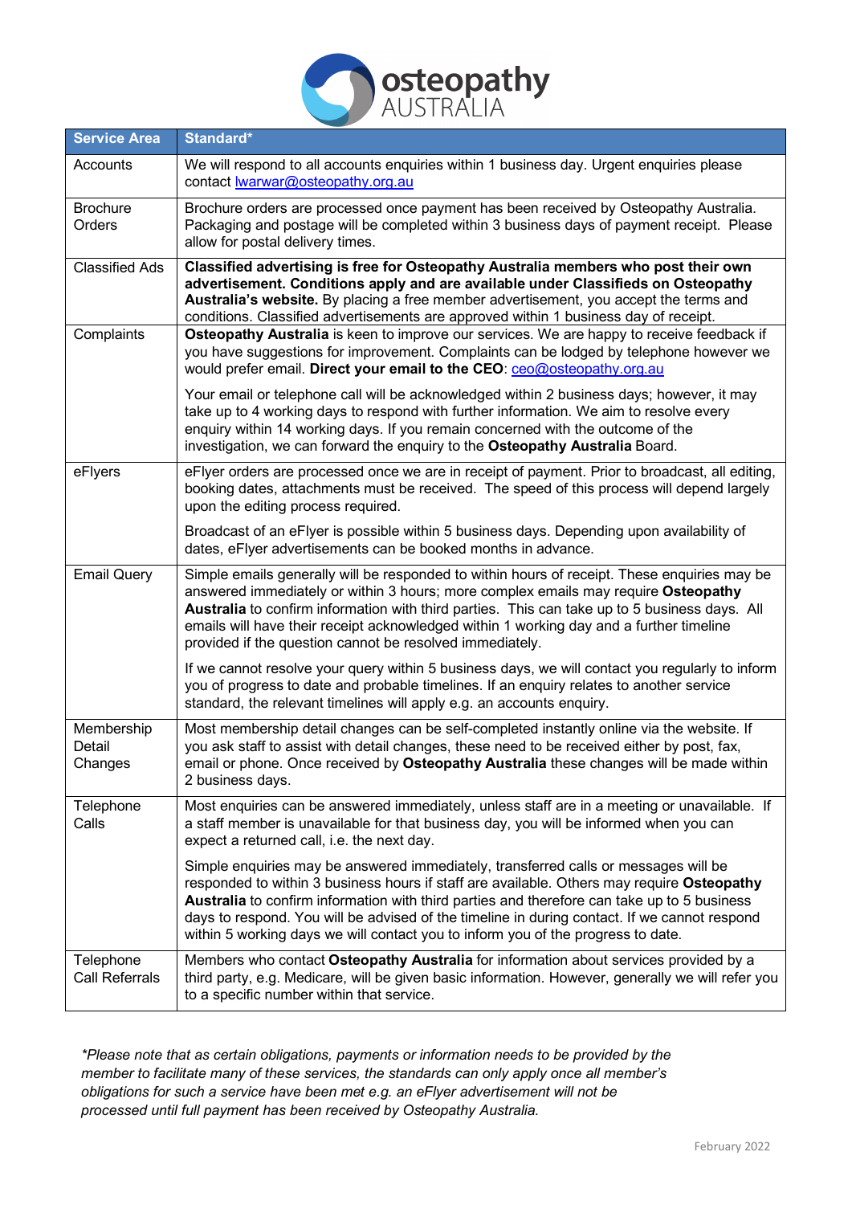| Service Area | Standard* |
| --- | --- |
| Accounts | We will respond to all accounts enquiries within 1 business day. Urgent enquiries please contact lwarwar@osteopathy.org.au |
| Brochure Orders | Brochure orders are processed once payment has been received by Osteopathy Australia. Packaging and postage will be completed within 3 business days of payment receipt. Please allow for postal delivery times. |
| Classified Ads | **Classified advertising is free for Osteopathy Australia members who post their own advertisement. Conditions apply and are available under Classifieds on Osteopathy Australia's website.** By placing a free member advertisement, you accept the terms and conditions. Classified advertisements are approved within 1 business day of receipt. |
| Complaints | **Osteopathy Australia** is keen to improve our services. We are happy to receive feedback if you have suggestions for improvement. Complaints can be lodged by telephone however we would prefer email. **Direct your email to the CEO**: ceo@osteopathy.org.au<br><br>Your email or telephone call will be acknowledged within 2 business days; however, it may take up to 4 working days to respond with further information. We aim to resolve every enquiry within 14 working days. If you remain concerned with the outcome of the investigation, we can forward the enquiry to the **Osteopathy Australia** Board. |
| eFlyers | eFlyer orders are processed once we are in receipt of payment. Prior to broadcast, all editing, booking dates, attachments must be received. The speed of this process will depend largely upon the editing process required.<br><br>Broadcast of an eFlyer is possible within 5 business days. Depending upon availability of dates, eFlyer advertisements can be booked months in advance. |
| Email Query | Simple emails generally will be responded to within hours of receipt. These enquiries may be answered immediately or within 3 hours; more complex emails may require **Osteopathy Australia** to confirm information with third parties. This can take up to 5 business days. All emails will have their receipt acknowledged within 1 working day and a further timeline provided if the question cannot be resolved immediately.<br><br>If we cannot resolve your query within 5 business days, we will contact you regularly to inform you of progress to date and probable timelines. If an enquiry relates to another service standard, the relevant timelines will apply e.g. an accounts enquiry. |
| Membership Detail Changes | Most membership detail changes can be self-completed instantly online via the website. If you ask staff to assist with detail changes, these need to be received either by post, fax, email or phone. Once received by **Osteopathy Australia** these changes will be made within 2 business days. |
| Telephone Calls | Most enquiries can be answered immediately, unless staff are in a meeting or unavailable. If a staff member is unavailable for that business day, you will be informed when you can expect a returned call, i.e. the next day.<br><br>Simple enquiries may be answered immediately, transferred calls or messages will be responded to within 3 business hours if staff are available. Others may require **Osteopathy Australia** to confirm information with third parties and therefore can take up to 5 business days to respond. You will be advised of the timeline in during contact. If we cannot respond within 5 working days we will contact you to inform you of the progress to date. |
| Telephone Call Referrals | Members who contact **Osteopathy Australia** for information about services provided by a third party, e.g. Medicare, will be given basic information. However, generally we will refer you to a specific number within that service. |

*\*Please note that as certain obligations, payments or information needs to be provided by the member to facilitate many of these services, the standards can only apply once all member's obligations for such a service have been met e.g. an eFlyer advertisement will not be processed until full payment has been received by Osteopathy Australia.*

February 2022